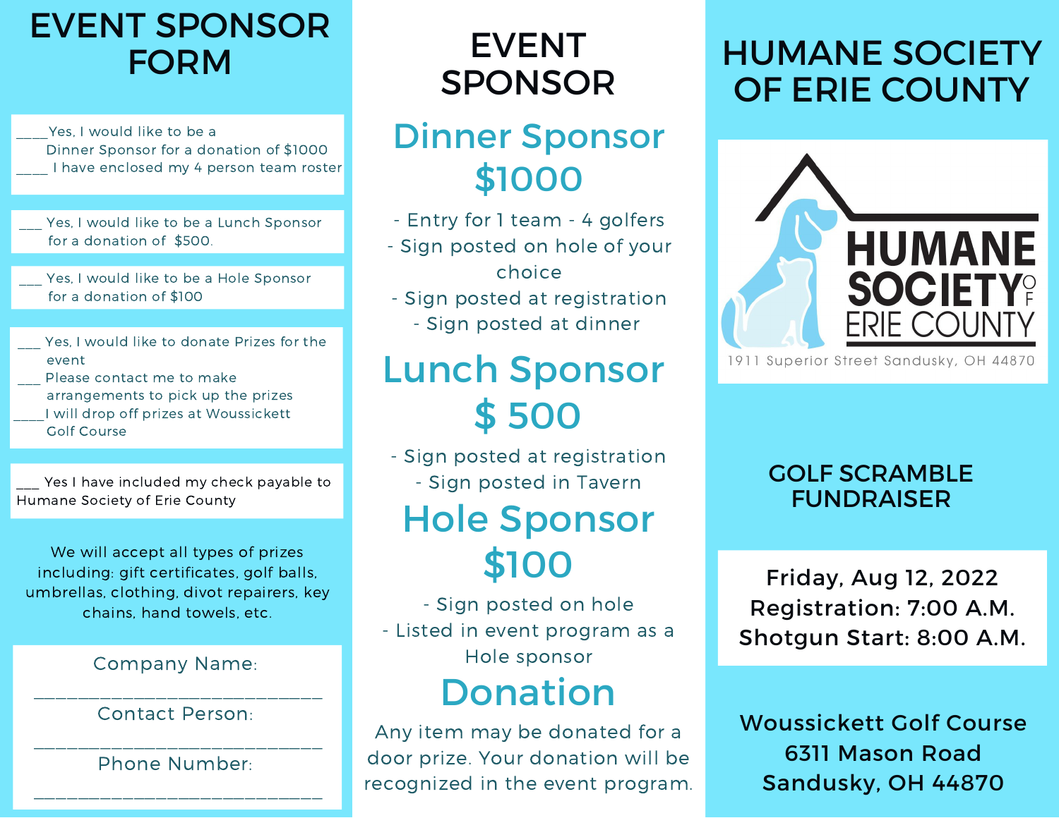# EVENT SPONSOR FORM

____Yes, I would like to be a Dinner Sponsor for a donation of $1000
____ I have enclosed my 4 person team roster

___ Yes, I would like to be a Lunch Sponsor for a donation of $500.

___ Yes, I would like to be a Hole Sponsor for a donation of $100

___ Yes, I would like to donate Prizes for the event
___ Please contact me to make arrangements to pick up the prizes
____I will drop off prizes at Woussickett Golf Course

___ Yes I have included my check payable to Humane Society of Erie County

We will accept all types of prizes including: gift certificates, golf balls, umbrellas, clothing, divot repairers, key chains, hand towels, etc.

Company Name:
____________________________

Contact Person:
____________________________

Phone Number:
____________________________

# EVENT SPONSOR

## Dinner Sponsor $1000

- Entry for 1 team - 4 golfers
- Sign posted on hole of your choice
- Sign posted at registration
- Sign posted at dinner

## Lunch Sponsor $ 500

- Sign posted at registration
- Sign posted in Tavern

## Hole Sponsor $100

- Sign posted on hole
- Listed in event program as a Hole sponsor

## Donation

Any item may be donated for a door prize. Your donation will be recognized in the event program.

# HUMANE SOCIETY OF ERIE COUNTY

HUMANE SOCIETY OF ERIE COUNTY
1911 Superior Street Sandusky, OH 44870

## GOLF SCRAMBLE FUNDRAISER

Friday, Aug 12, 2022
Registration: 7:00 A.M.
Shotgun Start: 8:00 A.M.

Woussickett Golf Course
6311 Mason Road
Sandusky, OH 44870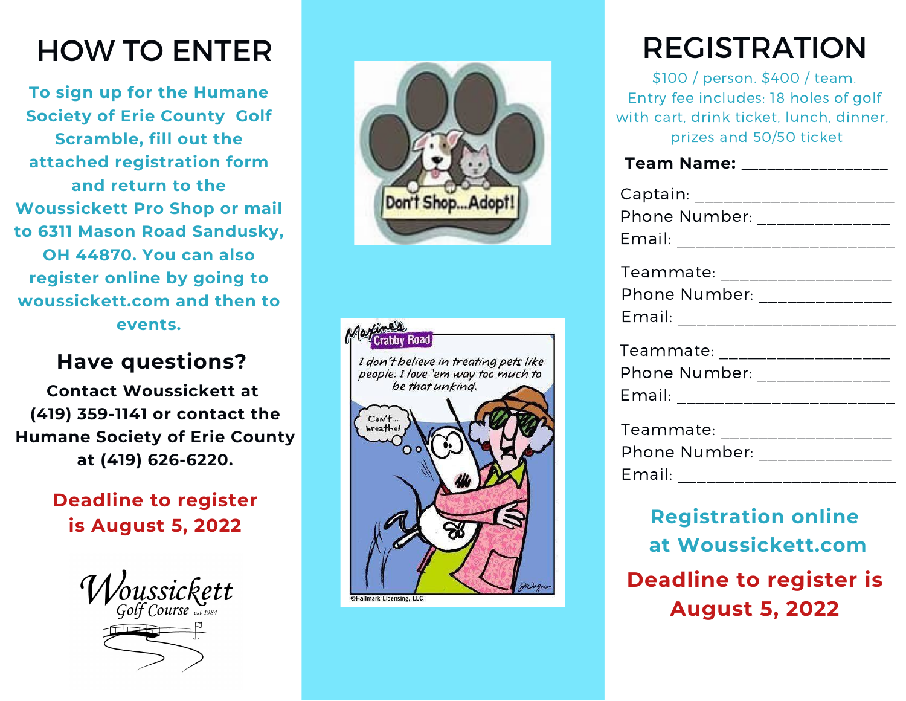# HOW TO ENTER

**To sign up for the Humane Society of Erie County Golf Scramble, fill out the attached registration form and return to the Woussickett Pro Shop or mail to 6311 Mason Road Sandusky, OH 44870. You can also register online by going to woussickett.com and then to events.**

## Have questions?

**Contact Woussickett at (419) 359-1141 or contact the Humane Society of Erie County at (419) 626-6220.**

**Deadline to register is August 5, 2022**

# REGISTRATION

$100 / person. $400 / team.
Entry fee includes: 18 holes of golf with cart, drink ticket, lunch, dinner, prizes and 50/50 ticket

**Team Name: ________________**

Captain: ______________________
Phone Number: ______________
Email: _________________________

Teammate: ___________________
Phone Number: ______________
Email: _________________________

Teammate: ___________________
Phone Number: ______________
Email: _________________________

Teammate: ___________________
Phone Number: ______________
Email: _________________________

**Registration online at Woussickett.com**

**Deadline to register is August 5, 2022**